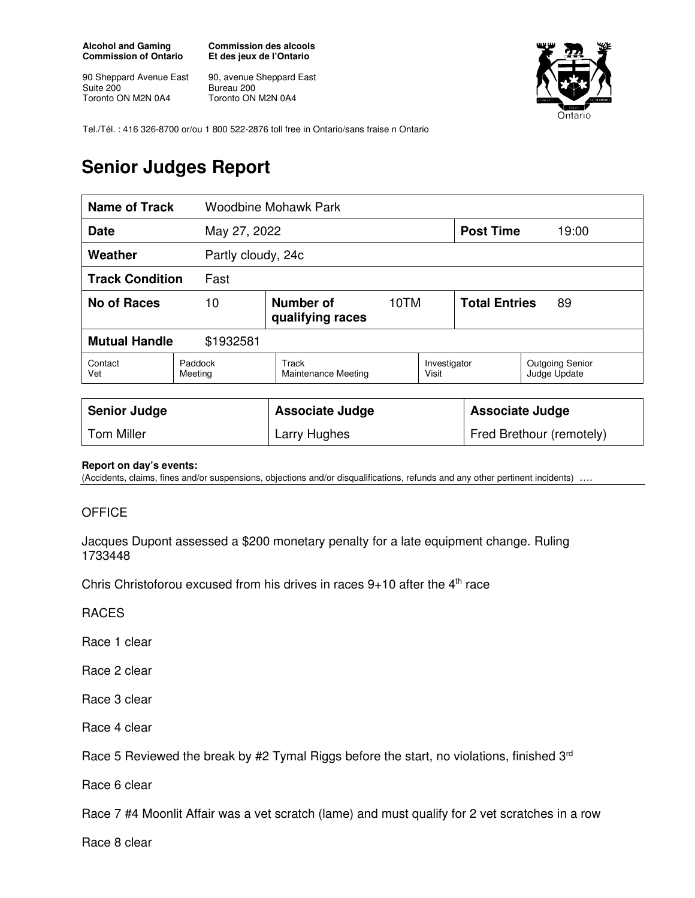**Alcohol and Gaming Commission of Ontario**

90 Sheppard Avenue East
Suite 200
Toronto ON M2N 0A4

**Commission des alcools Et des jeux de l'Ontario**

90, avenue Sheppard East
Bureau 200
Toronto ON M2N 0A4

Tel./Tél. : 416 326-8700 or/ou 1 800 522-2876 toll free in Ontario/sans fraise n Ontario

# Senior Judges Report

| **Name of Track** | Woodbine Mohawk Park | | | | |
|---|---|---|---|---|---|
| **Date** | May 27, 2022 | | | **Post Time** | 19:00 |
| **Weather** | Partly cloudy, 24c | | | | |
| **Track Condition** | Fast | | | | |
| **No of Races** | 10 | **Number of qualifying races** | 10TM | **Total Entries** | 89 |
| **Mutual Handle** | $1932581 | | | | |

| Contact Vet | Paddock Meeting | Track Maintenance Meeting | Investigator Visit | Outgoing Senior Judge Update |
|---|---|---|---|---|

| **Senior Judge** | **Associate Judge** | **Associate Judge** |
|---|---|---|
| Tom Miller | Larry Hughes | Fred Brethour (remotely) |

**Report on day's events:**
(Accidents, claims, fines and/or suspensions, objections and/or disqualifications, refunds and any other pertinent incidents) ….

OFFICE

Jacques Dupont assessed a $200 monetary penalty for a late equipment change. Ruling 1733448

Chris Christoforou excused from his drives in races 9+10 after the 4th race

RACES

Race 1 clear

Race 2 clear

Race 3 clear

Race 4 clear

Race 5 Reviewed the break by #2 Tymal Riggs before the start, no violations, finished 3rd

Race 6 clear

Race 7 #4 Moonlit Affair was a vet scratch (lame) and must qualify for 2 vet scratches in a row

Race 8 clear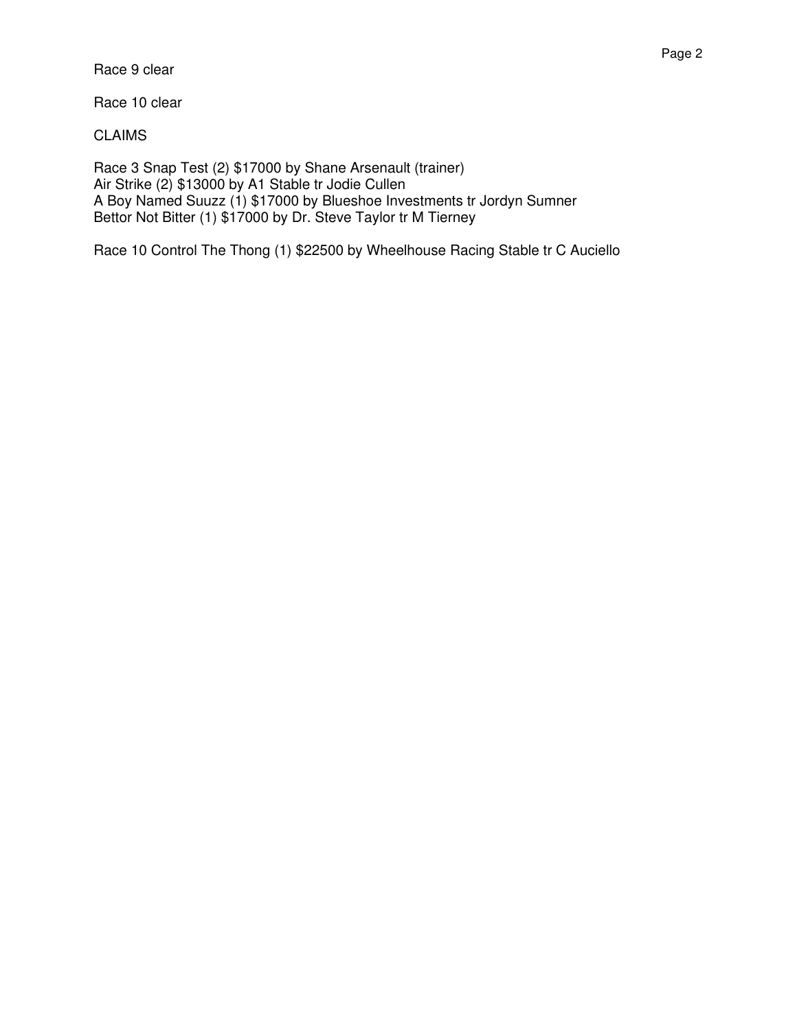Race 9 clear

Race 10 clear

CLAIMS

Race 3 Snap Test (2) $17000 by Shane Arsenault (trainer)
Air Strike (2) $13000 by A1 Stable tr Jodie Cullen
A Boy Named Suuzz (1) $17000 by Blueshoe Investments tr Jordyn Sumner
Bettor Not Bitter (1) $17000 by Dr. Steve Taylor tr M Tierney

Race 10 Control The Thong (1) $22500 by Wheelhouse Racing Stable tr C Auciello